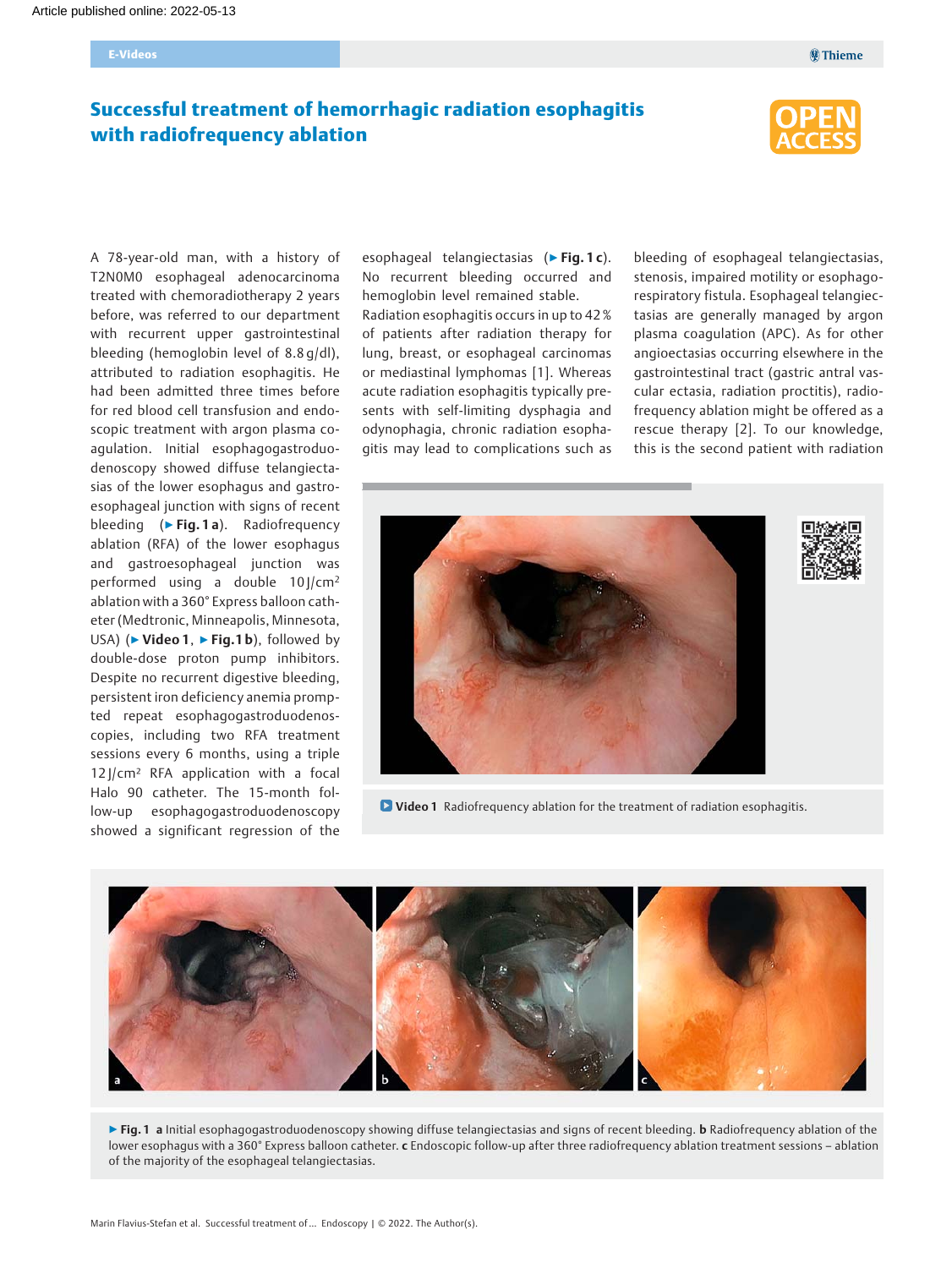Article published online: 2022-05-13

E-Videos

# Successful treatment of hemorrhagic radiation esophagitis with radiofrequency ablation

A 78-year-old man, with a history of T2N0M0 esophageal adenocarcinoma treated with chemoradiotherapy 2 years before, was referred to our department with recurrent upper gastrointestinal bleeding (hemoglobin level of 8.8 g/dl), attributed to radiation esophagitis. He had been admitted three times before for red blood cell transfusion and endoscopic treatment with argon plasma coagulation. Initial esophagogastroduodenoscopy showed diffuse telangiectasias of the lower esophagus and gastroesophageal junction with signs of recent bleeding (▶ **Fig. 1 a**). Radiofrequency ablation (RFA) of the lower esophagus and gastroesophageal junction was performed using a double 10 J/cm² ablation with a 360° Express balloon catheter (Medtronic, Minneapolis, Minnesota, USA) (▶ **Video 1**, ▶ **Fig. 1 b**), followed by double-dose proton pump inhibitors. Despite no recurrent digestive bleeding, persistent iron deficiency anemia prompted repeat esophagogastroduodenoscopies, including two RFA treatment sessions every 6 months, using a triple 12 J/cm² RFA application with a focal Halo 90 catheter. The 15-month follow-up esophagogastroduodenoscopy showed a significant regression of the esophageal telangiectasias (▶ **Fig. 1 c**). No recurrent bleeding occurred and hemoglobin level remained stable.

Radiation esophagitis occurs in up to 42 % of patients after radiation therapy for lung, breast, or esophageal carcinomas or mediastinal lymphomas [1]. Whereas acute radiation esophagitis typically presents with self-limiting dysphagia and odynophagia, chronic radiation esophagitis may lead to complications such as bleeding of esophageal telangiectasias, stenosis, impaired motility or esophagorespiratory fistula. Esophageal telangiectasias are generally managed by argon plasma coagulation (APC). As for other angioectasias occurring elsewhere in the gastrointestinal tract (gastric antral vascular ectasia, radiation proctitis), radiofrequency ablation might be offered as a rescue therapy [2]. To our knowledge, this is the second patient with radiation

**Video 1** Radiofrequency ablation for the treatment of radiation esophagitis.

▶ **Fig. 1** **a** Initial esophagogastroduodenoscopy showing diffuse telangiectasias and signs of recent bleeding. **b** Radiofrequency ablation of the lower esophagus with a 360° Express balloon catheter. **c** Endoscopic follow-up after three radiofrequency ablation treatment sessions – ablation of the majority of the esophageal telangiectasias.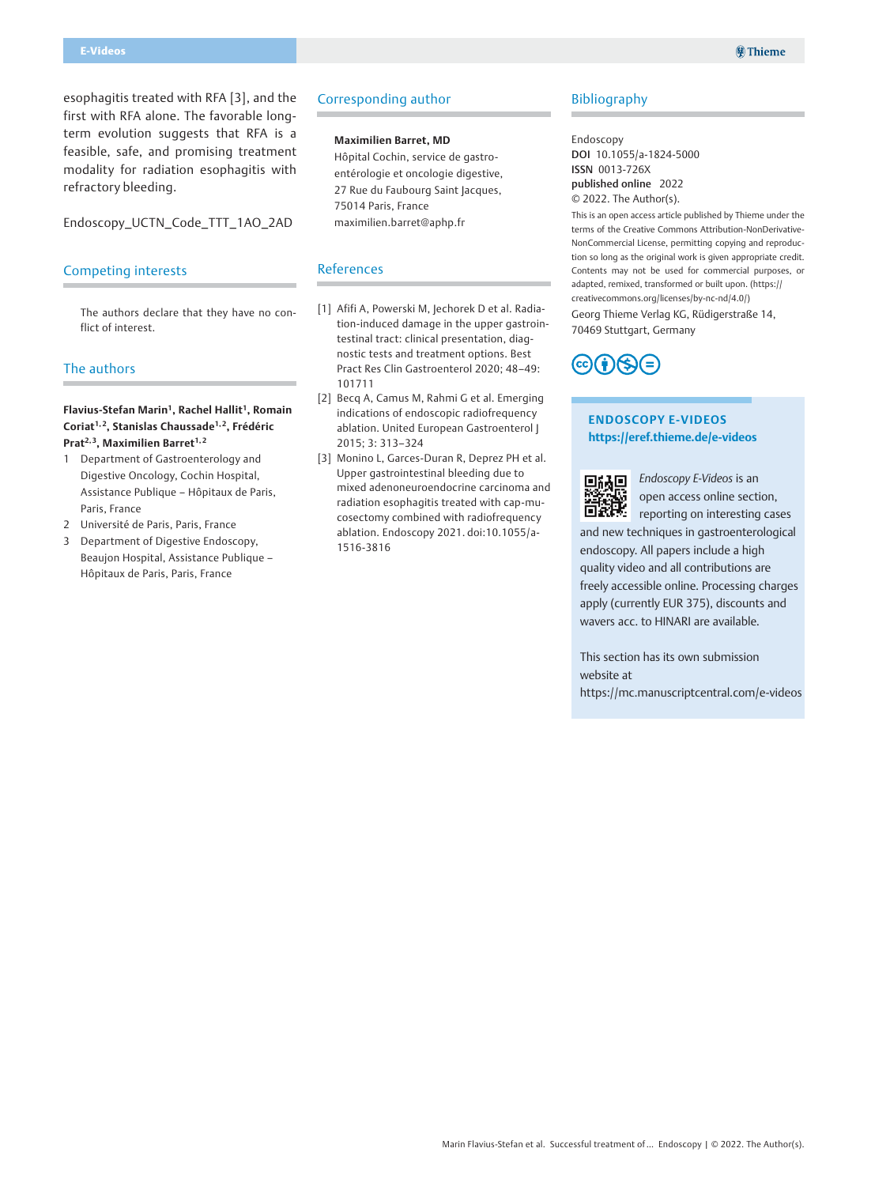esophagitis treated with RFA [3], and the first with RFA alone. The favorable long-term evolution suggests that RFA is a feasible, safe, and promising treatment modality for radiation esophagitis with refractory bleeding.

Endoscopy_UCTN_Code_TTT_1AO_2AD

## Competing interests

The authors declare that they have no conflict of interest.

## The authors

**Flavius-Stefan Marin[1], Rachel Hallit[1], Romain Coriat[1,2], Stanislas Chaussade[1,2], Frédéric Prat[2,3], Maximilien Barret[1,2]**

1. Department of Gastroenterology and Digestive Oncology, Cochin Hospital, Assistance Publique – Hôpitaux de Paris, Paris, France
2. Université de Paris, Paris, France
3. Department of Digestive Endoscopy, Beaujon Hospital, Assistance Publique – Hôpitaux de Paris, Paris, France

## Corresponding author

**Maximilien Barret, MD**
Hôpital Cochin, service de gastro-entérologie et oncologie digestive, 27 Rue du Faubourg Saint Jacques, 75014 Paris, France
maximilien.barret@aphp.fr

## References

[1] Afifi A, Powerski M, Jechorek D et al. Radiation-induced damage in the upper gastrointestinal tract: clinical presentation, diagnostic tests and treatment options. Best Pract Res Clin Gastroenterol 2020; 48–49: 101711

[2] Becq A, Camus M, Rahmi G et al. Emerging indications of endoscopic radiofrequency ablation. United European Gastroenterol J 2015; 3: 313–324

[3] Monino L, Garces-Duran R, Deprez PH et al. Upper gastrointestinal bleeding due to mixed adenoneuroendocrine carcinoma and radiation esophagitis treated with cap-mucosectomy combined with radiofrequency ablation. Endoscopy 2021. doi:10.1055/a-1516-3816

## Bibliography

Endoscopy
**DOI** 10.1055/a-1824-5000
**ISSN** 0013-726X
**published online** 2022
© 2022. The Author(s).

This is an open access article published by Thieme under the terms of the Creative Commons Attribution-NonDerivative-NonCommercial License, permitting copying and reproduction so long as the original work is given appropriate credit. Contents may not be used for commercial purposes, or adapted, remixed, transformed or built upon. (https://creativecommons.org/licenses/by-nc-nd/4.0/)

Georg Thieme Verlag KG, Rüdigerstraße 14, 70469 Stuttgart, Germany

**ENDOSCOPY E-VIDEOS**
**https://eref.thieme.de/e-videos**

*Endoscopy E-Videos* is an open access online section, reporting on interesting cases and new techniques in gastroenterological endoscopy. All papers include a high quality video and all contributions are freely accessible online. Processing charges apply (currently EUR 375), discounts and wavers acc. to HINARI are available.

This section has its own submission website at https://mc.manuscriptcentral.com/e-videos